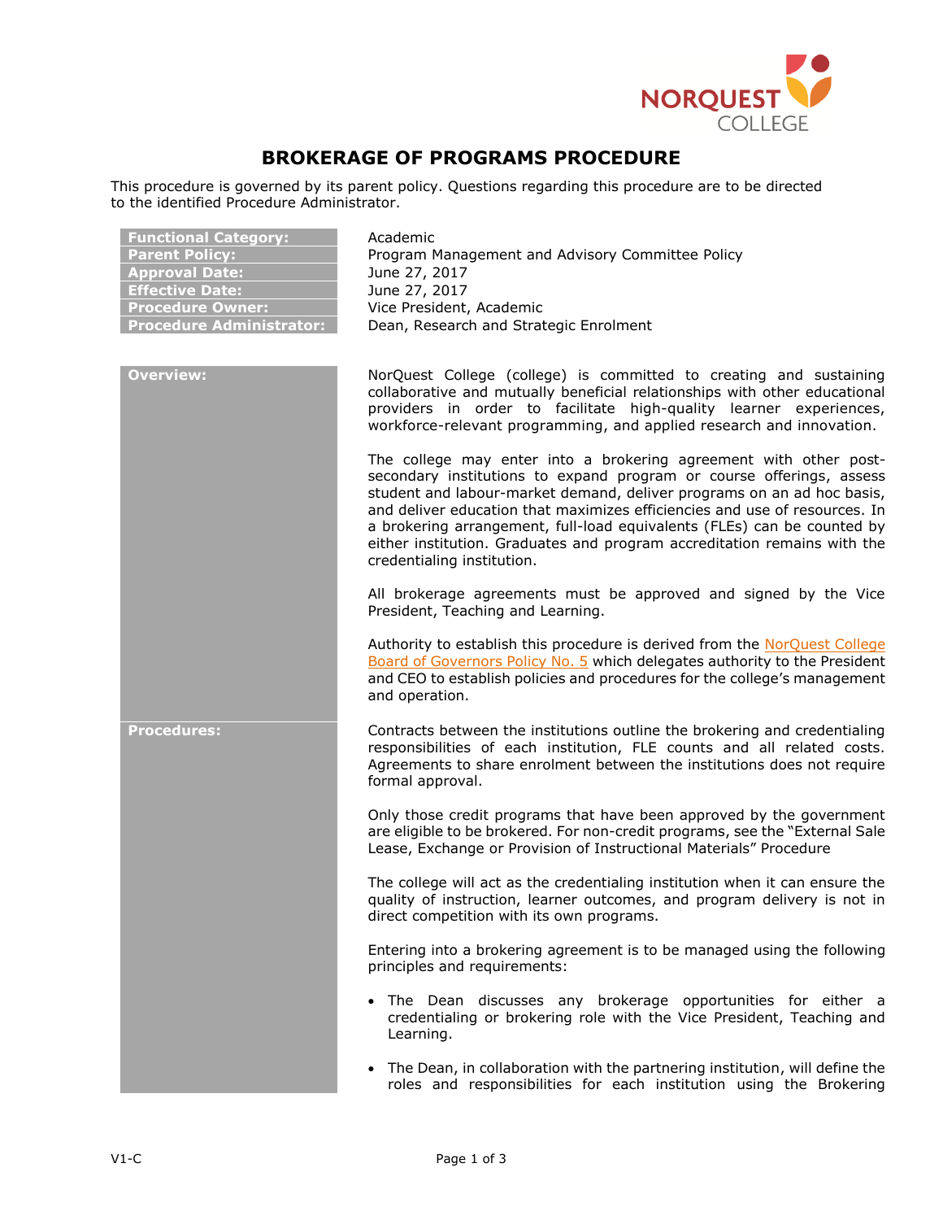# BROKERAGE OF PROGRAMS PROCEDURE

This procedure is governed by its parent policy. Questions regarding this procedure are to be directed to the identified Procedure Administrator.

| | |
|---|---|
| **Functional Category:** | Academic |
| **Parent Policy:** | Program Management and Advisory Committee Policy |
| **Approval Date:** | June 27, 2017 |
| **Effective Date:** | June 27, 2017 |
| **Procedure Owner:** | Vice President, Academic |
| **Procedure Administrator:** | Dean, Research and Strategic Enrolment |

## Overview:

NorQuest College (college) is committed to creating and sustaining collaborative and mutually beneficial relationships with other educational providers in order to facilitate high-quality learner experiences, workforce-relevant programming, and applied research and innovation.

The college may enter into a brokering agreement with other post-secondary institutions to expand program or course offerings, assess student and labour-market demand, deliver programs on an ad hoc basis, and deliver education that maximizes efficiencies and use of resources. In a brokering arrangement, full-load equivalents (FLEs) can be counted by either institution. Graduates and program accreditation remains with the credentialing institution.

All brokerage agreements must be approved and signed by the Vice President, Teaching and Learning.

Authority to establish this procedure is derived from the NorQuest College Board of Governors Policy No. 5 which delegates authority to the President and CEO to establish policies and procedures for the college's management and operation.

## Procedures:

Contracts between the institutions outline the brokering and credentialing responsibilities of each institution, FLE counts and all related costs. Agreements to share enrolment between the institutions does not require formal approval.

Only those credit programs that have been approved by the government are eligible to be brokered. For non-credit programs, see the "External Sale Lease, Exchange or Provision of Instructional Materials" Procedure

The college will act as the credentialing institution when it can ensure the quality of instruction, learner outcomes, and program delivery is not in direct competition with its own programs.

Entering into a brokering agreement is to be managed using the following principles and requirements:

- The Dean discusses any brokerage opportunities for either a credentialing or brokering role with the Vice President, Teaching and Learning.
- The Dean, in collaboration with the partnering institution, will define the roles and responsibilities for each institution using the Brokering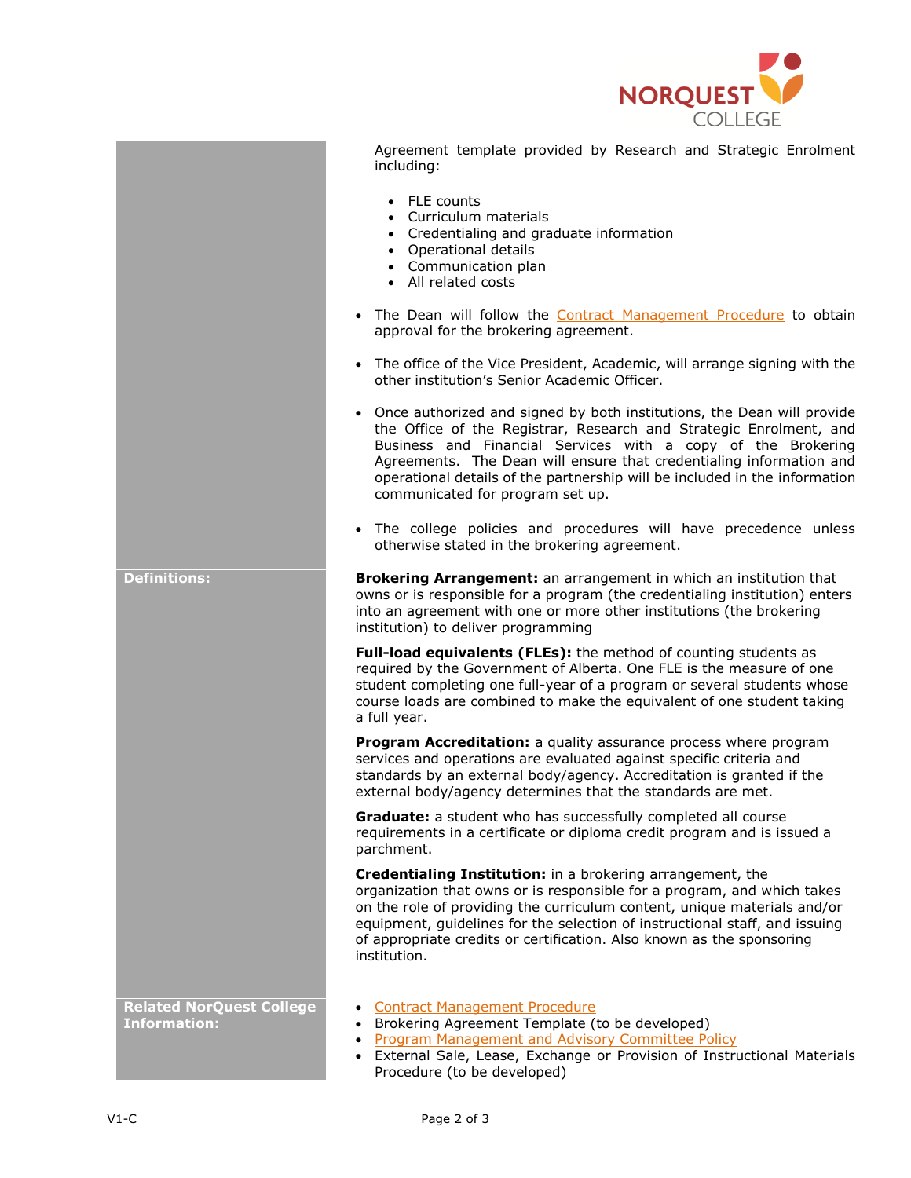Agreement template provided by Research and Strategic Enrolment including:

- FLE counts
- Curriculum materials
- Credentialing and graduate information
- Operational details
- Communication plan
- All related costs

- The Dean will follow the Contract Management Procedure to obtain approval for the brokering agreement.
- The office of the Vice President, Academic, will arrange signing with the other institution's Senior Academic Officer.
- Once authorized and signed by both institutions, the Dean will provide the Office of the Registrar, Research and Strategic Enrolment, and Business and Financial Services with a copy of the Brokering Agreements. The Dean will ensure that credentialing information and operational details of the partnership will be included in the information communicated for program set up.
- The college policies and procedures will have precedence unless otherwise stated in the brokering agreement.

## Definitions:

**Brokering Arrangement:** an arrangement in which an institution that owns or is responsible for a program (the credentialing institution) enters into an agreement with one or more other institutions (the brokering institution) to deliver programming

**Full-load equivalents (FLEs):** the method of counting students as required by the Government of Alberta. One FLE is the measure of one student completing one full-year of a program or several students whose course loads are combined to make the equivalent of one student taking a full year.

**Program Accreditation:** a quality assurance process where program services and operations are evaluated against specific criteria and standards by an external body/agency. Accreditation is granted if the external body/agency determines that the standards are met.

**Graduate:** a student who has successfully completed all course requirements in a certificate or diploma credit program and is issued a parchment.

**Credentialing Institution:** in a brokering arrangement, the organization that owns or is responsible for a program, and which takes on the role of providing the curriculum content, unique materials and/or equipment, guidelines for the selection of instructional staff, and issuing of appropriate credits or certification. Also known as the sponsoring institution.

## Related NorQuest College Information:

- Contract Management Procedure
- Brokering Agreement Template (to be developed)
- Program Management and Advisory Committee Policy
- External Sale, Lease, Exchange or Provision of Instructional Materials Procedure (to be developed)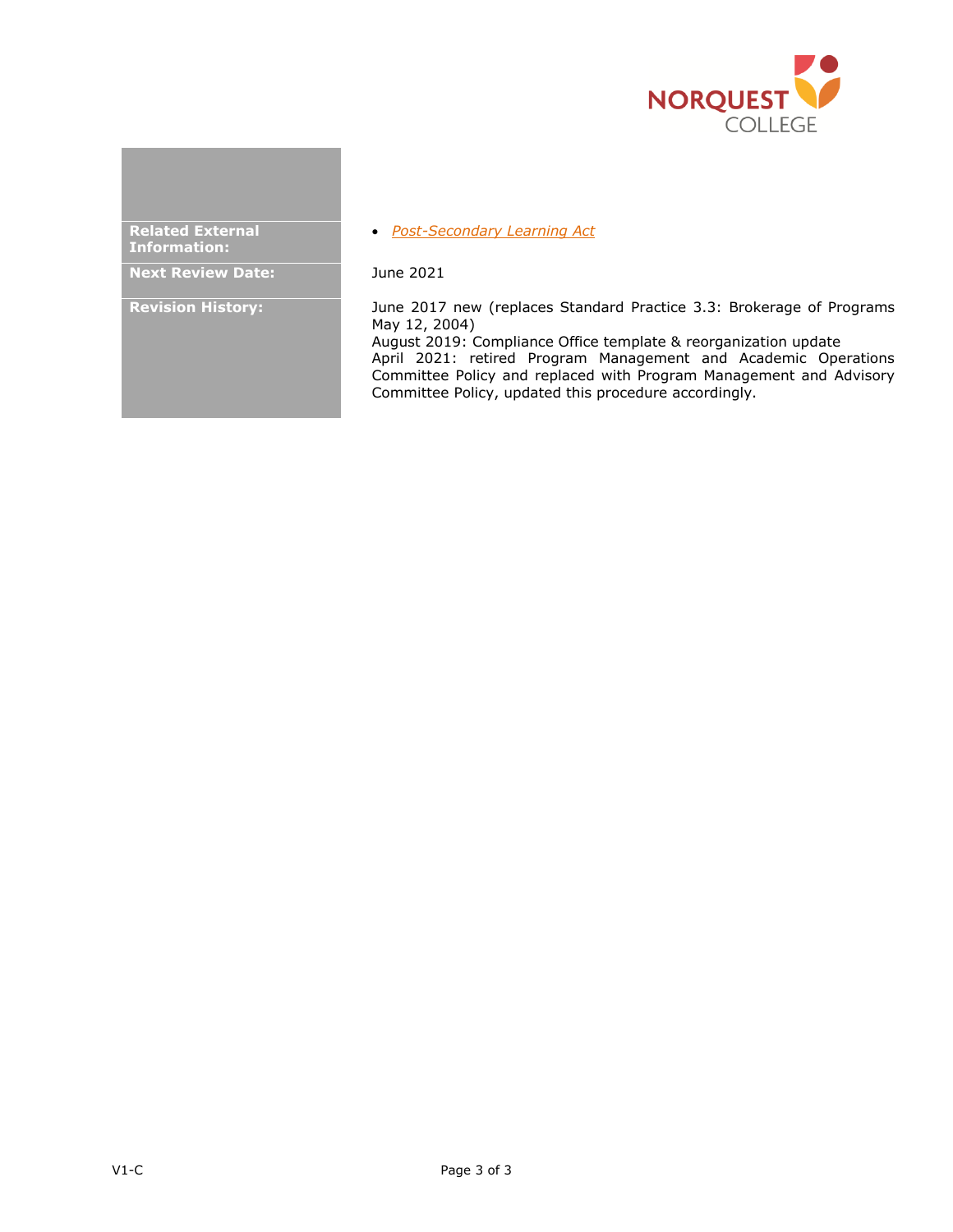| | |
|---|---|
| **Related External Information:** | • *Post-Secondary Learning Act* |
| **Next Review Date:** | June 2021 |
| **Revision History:** | June 2017 new (replaces Standard Practice 3.3: Brokerage of Programs May 12, 2004)<br>August 2019: Compliance Office template & reorganization update<br>April 2021: retired Program Management and Academic Operations Committee Policy and replaced with Program Management and Advisory Committee Policy, updated this procedure accordingly. |